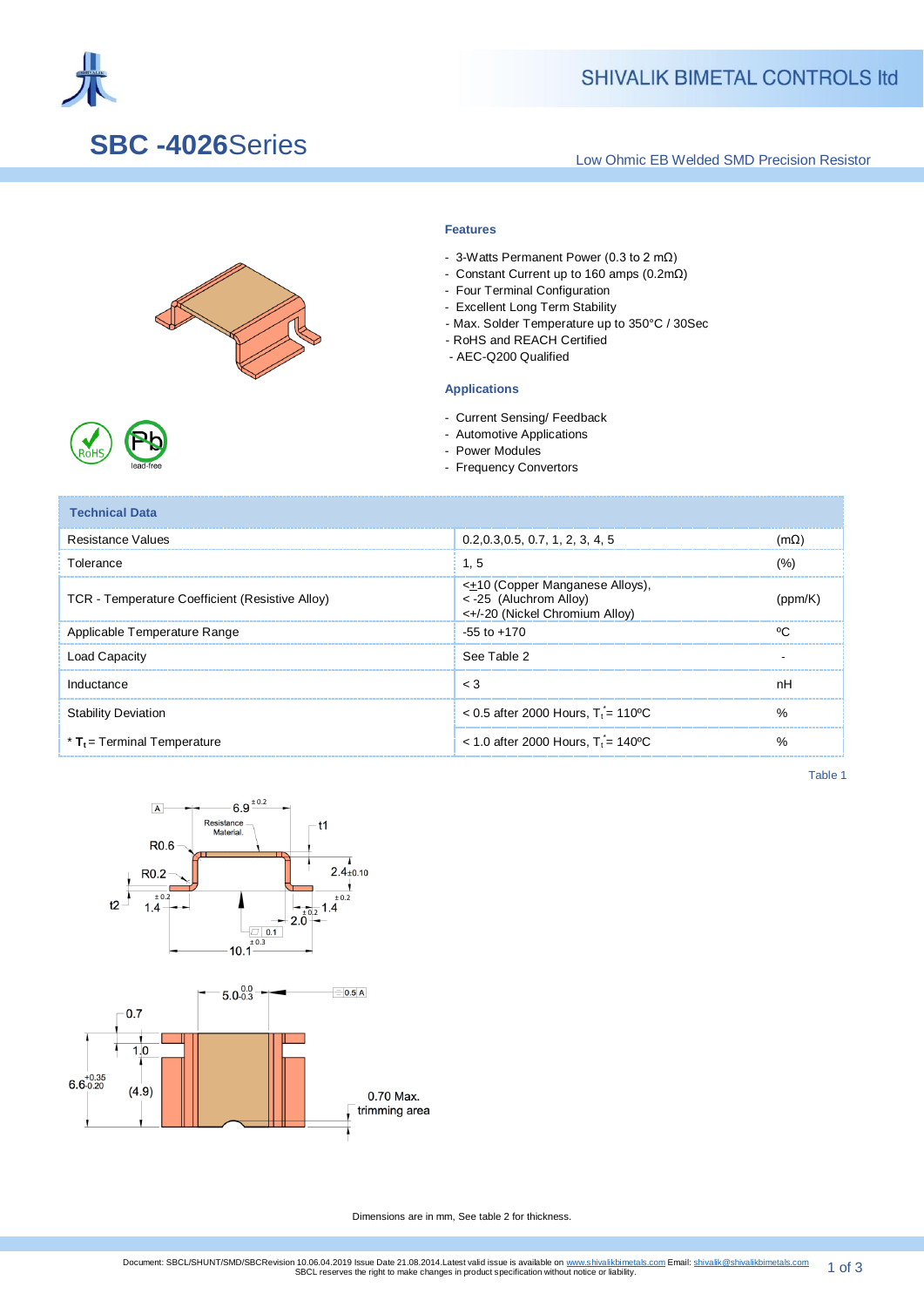# SBC -4026Series

Low Ohmic EB Welded SMD Precision Resistor

### Features

- 3-Watts Permanent Power (0.3 to 2 mΩ)
- Constant Current up to 160 amps (0.2mΩ)
- Four Terminal Configuration
- Excellent Long Term Stability
- Max. Solder Temperature up to 350°C / 30Sec
- RoHS and REACH Certified
- AEC-Q200 Qualified

### Applications

- Current Sensing/ Feedback
- Automotive Applications
- Power Modules
- Frequency Convertors

| Technical Data | | |
|---|---|---|
| Resistance Values | 0.2,0.3,0.5, 0.7, 1, 2, 3, 4, 5 | (mΩ) |
| Tolerance | 1, 5 | (%) |
| TCR - Temperature Coefficient (Resistive Alloy) | <±10 (Copper Manganese Alloys), < -25 (Aluchrom Alloy) <+/-20 (Nickel Chromium Alloy) | (ppm/K) |
| Applicable Temperature Range | -55 to +170 | ºC |
| Load Capacity | See Table 2 | - |
| Inductance | < 3 | nH |
| Stability Deviation | < 0.5 after 2000 Hours, $T_t^*$ = 110ºC | % |
| * $T_t$ = Terminal Temperature | < 1.0 after 2000 Hours, $T_t^*$ = 140ºC | % |

Table 1

Dimensions are in mm, See table 2 for thickness.

Document: SBCL/SHUNT/SMD/SBCRevision 10.06.04.2019 Issue Date 21.08.2014.Latest valid issue is available on www.shivalikbimetals.com Email: shivalik@shivalikbimetals.com
SBCL reserves the right to make changes in product specification without notice or liability.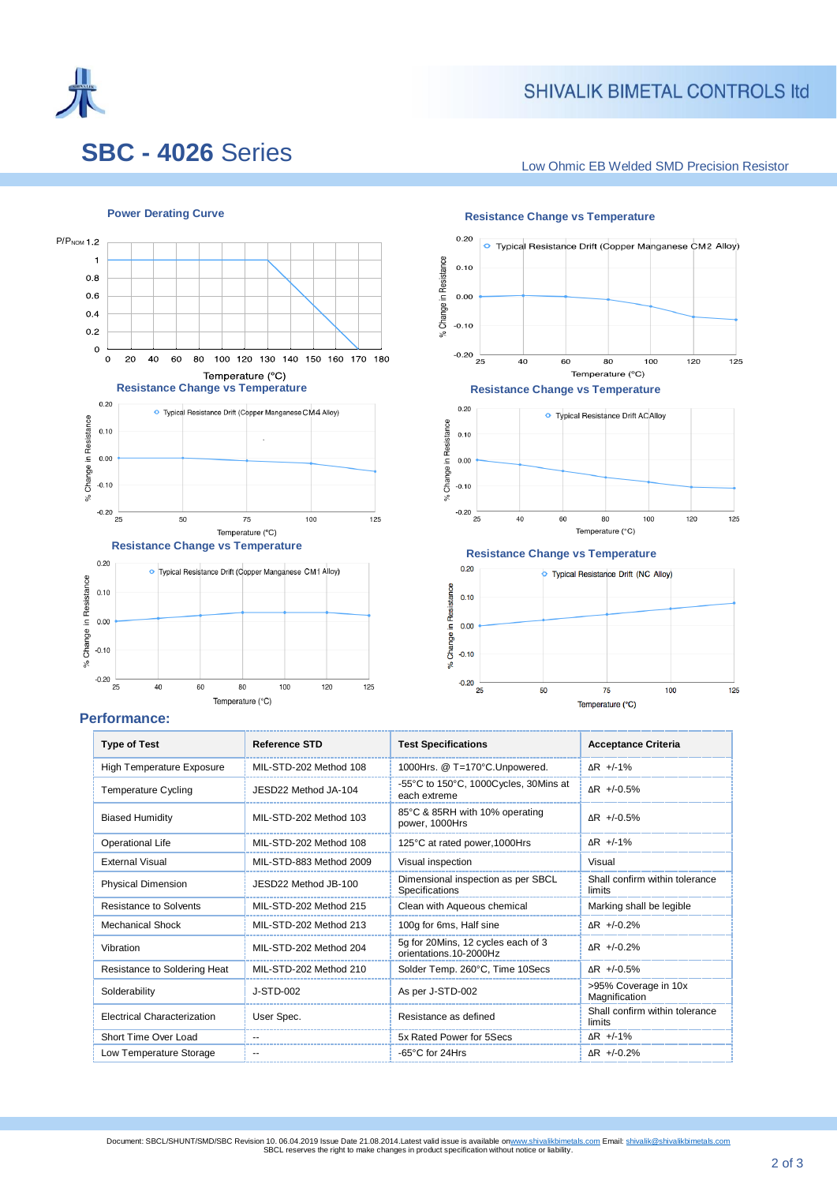# SBC - 4026 Series

Low Ohmic EB Welded SMD Precision Resistor

**Power Derating Curve**

**Resistance Change vs Temperature**

**Resistance Change vs Temperature**

**Resistance Change vs Temperature**

**Resistance Change vs Temperature**

**Resistance Change vs Temperature**

## Performance:

| Type of Test | Reference STD | Test Specifications | Acceptance Criteria |
|---|---|---|---|
| High Temperature Exposure | MIL-STD-202 Method 108 | 1000Hrs. @ T=170°C.Unpowered. | ΔR +/-1% |
| Temperature Cycling | JESD22 Method JA-104 | -55°C to 150°C, 1000Cycles, 30Mins at each extreme | ΔR +/-0.5% |
| Biased Humidity | MIL-STD-202 Method 103 | 85°C & 85RH with 10% operating power, 1000Hrs | ΔR +/-0.5% |
| Operational Life | MIL-STD-202 Method 108 | 125°C at rated power,1000Hrs | ΔR +/-1% |
| External Visual | MIL-STD-883 Method 2009 | Visual inspection | Visual |
| Physical Dimension | JESD22 Method JB-100 | Dimensional inspection as per SBCL Specifications | Shall confirm within tolerance limits |
| Resistance to Solvents | MIL-STD-202 Method 215 | Clean with Aqueous chemical | Marking shall be legible |
| Mechanical Shock | MIL-STD-202 Method 213 | 100g for 6ms, Half sine | ΔR +/-0.2% |
| Vibration | MIL-STD-202 Method 204 | 5g for 20Mins, 12 cycles each of 3 orientations.10-2000Hz | ΔR +/-0.2% |
| Resistance to Soldering Heat | MIL-STD-202 Method 210 | Solder Temp. 260°C, Time 10Secs | ΔR +/-0.5% |
| Solderability | J-STD-002 | As per J-STD-002 | >95% Coverage in 10x Magnification |
| Electrical Characterization | User Spec. | Resistance as defined | Shall confirm within tolerance limits |
| Short Time Over Load | -- | 5x Rated Power for 5Secs | ΔR +/-1% |
| Low Temperature Storage | -- | -65°C for 24Hrs | ΔR +/-0.2% |

Document: SBCL/SHUNT/SMD/SBC Revision 10. 06.04.2019 Issue Date 21.08.2014.Latest valid issue is available on www.shivalikbimetals.com Email: shivalik@shivalikbimetals.com
SBCL reserves the right to make changes in product specification without notice or liability.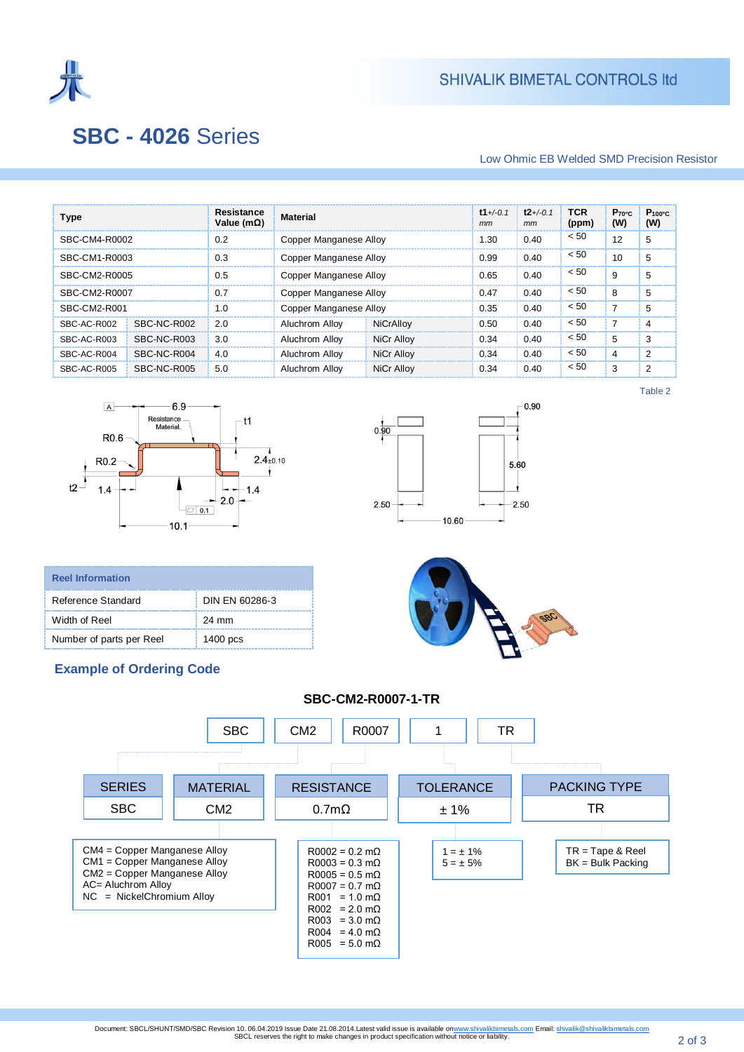# SBC - 4026 Series

Low Ohmic EB Welded SMD Precision Resistor

| Type | | Resistance Value (mΩ) | Material | | t1+/-0.1 mm | t2+/-0.1 mm | TCR (ppm) | $P_{70°C}$ (W) | $P_{100°C}$ (W) |
|---|---|---|---|---|---|---|---|---|---|
| SBC-CM4-R0002 | | 0.2 | Copper Manganese Alloy | | 1.30 | 0.40 | < 50 | 12 | 5 |
| SBC-CM1-R0003 | | 0.3 | Copper Manganese Alloy | | 0.99 | 0.40 | < 50 | 10 | 5 |
| SBC-CM2-R0005 | | 0.5 | Copper Manganese Alloy | | 0.65 | 0.40 | < 50 | 9 | 5 |
| SBC-CM2-R0007 | | 0.7 | Copper Manganese Alloy | | 0.47 | 0.40 | < 50 | 8 | 5 |
| SBC-CM2-R001 | | 1.0 | Copper Manganese Alloy | | 0.35 | 0.40 | < 50 | 7 | 5 |
| SBC-AC-R002 | SBC-NC-R002 | 2.0 | Aluchrom Alloy | NiCrAlloy | 0.50 | 0.40 | < 50 | 7 | 4 |
| SBC-AC-R003 | SBC-NC-R003 | 3.0 | Aluchrom Alloy | NiCr Alloy | 0.34 | 0.40 | < 50 | 5 | 3 |
| SBC-AC-R004 | SBC-NC-R004 | 4.0 | Aluchrom Alloy | NiCr Alloy | 0.34 | 0.40 | < 50 | 4 | 2 |
| SBC-AC-R005 | SBC-NC-R005 | 5.0 | Aluchrom Alloy | NiCr Alloy | 0.34 | 0.40 | < 50 | 3 | 2 |

Table 2

A
6.9
Resistance Material.
t1
R0.6
2.4±0.10
R0.2
t2
1.4
1.4
2.0
0.1
10.1

0.90
0.90
5.60
2.50
2.50
10.60

| Reel Information | |
|---|---|
| Reference Standard | DIN EN 60286-3 |
| Width of Reel | 24 mm |
| Number of parts per Reel | 1400 pcs |

## Example of Ordering Code

**SBC-CM2-R0007-1-TR**

| SERIES | MATERIAL | RESISTANCE | TOLERANCE | PACKING TYPE |
|---|---|---|---|---|
| SBC | CM2 | 0.7mΩ | ± 1% | TR |

**MATERIAL:**
- CM4 = Copper Manganese Alloy
- CM1 = Copper Manganese Alloy
- CM2 = Copper Manganese Alloy
- AC= Aluchrom Alloy
- NC = NickelChromium Alloy

**RESISTANCE:**
- R0002 = 0.2 mΩ
- R0003 = 0.3 mΩ
- R0005 = 0.5 mΩ
- R0007 = 0.7 mΩ
- R001 = 1.0 mΩ
- R002 = 2.0 mΩ
- R003 = 3.0 mΩ
- R004 = 4.0 mΩ
- R005 = 5.0 mΩ

**TOLERANCE:**
- 1 = ± 1%
- 5 = ± 5%

**PACKING TYPE:**
- TR = Tape & Reel
- BK = Bulk Packing

Document: SBCL/SHUNT/SMD/SBC Revision 10. 06.04.2019 Issue Date 21.08.2014.Latest valid issue is available onwww.shivalikbimetals.com Email: shivalik@shivalikbimetals.com
SBCL reserves the right to make changes in product specification without notice or liability.